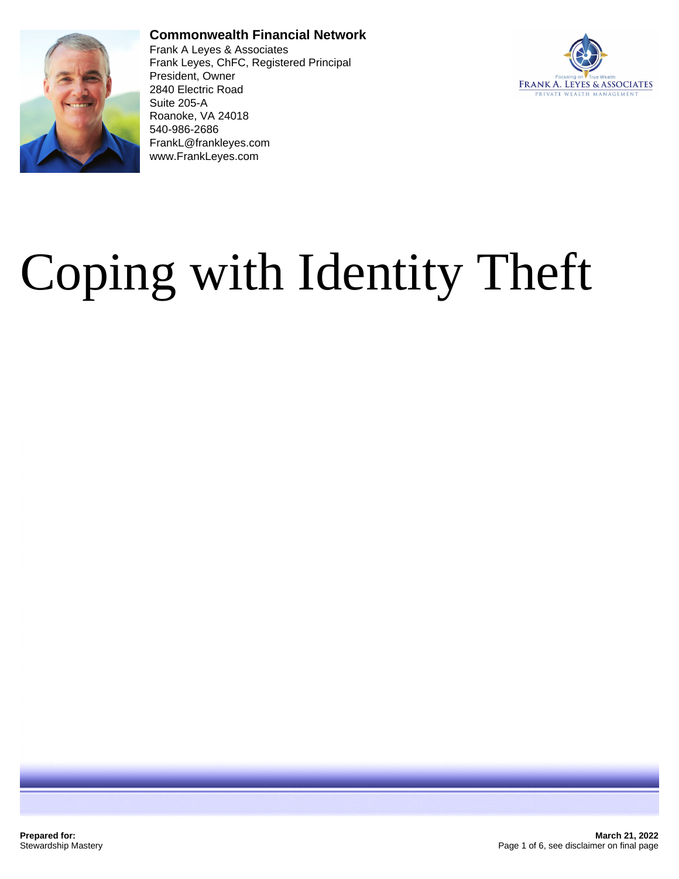**Commonwealth Financial Network**
Frank A Leyes & Associates
Frank Leyes, ChFC, Registered Principal
President, Owner
2840 Electric Road
Suite 205-A
Roanoke, VA 24018
540-986-2686
FrankL@frankleyes.com
www.FrankLeyes.com

# Coping with Identity Theft

**Prepared for:**
Stewardship Mastery

**March 21, 2022**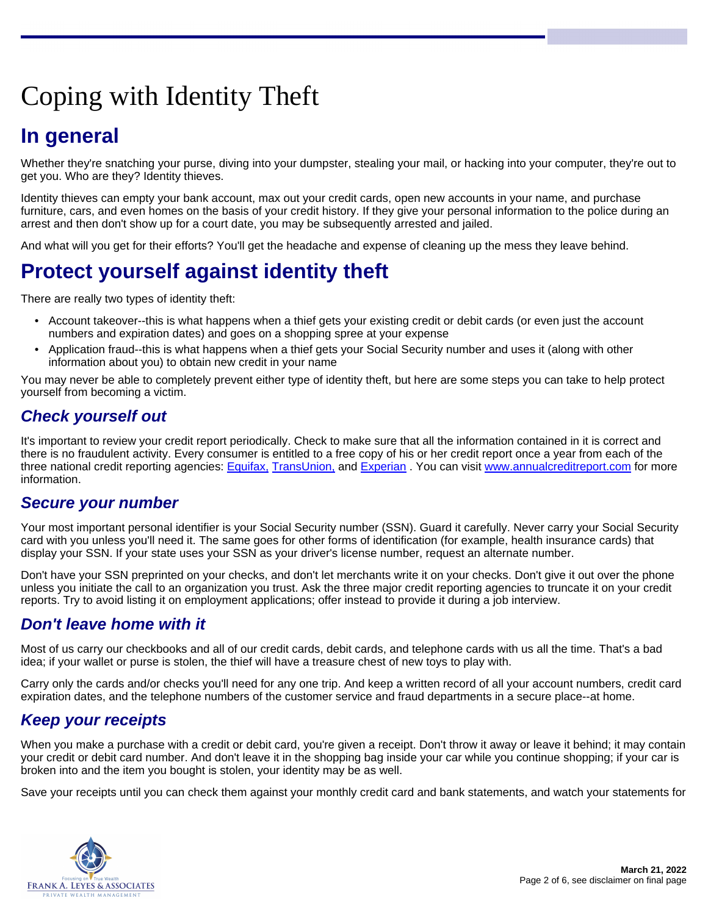# Coping with Identity Theft

## In general

Whether they're snatching your purse, diving into your dumpster, stealing your mail, or hacking into your computer, they're out to get you. Who are they? Identity thieves.

Identity thieves can empty your bank account, max out your credit cards, open new accounts in your name, and purchase furniture, cars, and even homes on the basis of your credit history. If they give your personal information to the police during an arrest and then don't show up for a court date, you may be subsequently arrested and jailed.

And what will you get for their efforts? You'll get the headache and expense of cleaning up the mess they leave behind.

## Protect yourself against identity theft

There are really two types of identity theft:

- Account takeover--this is what happens when a thief gets your existing credit or debit cards (or even just the account numbers and expiration dates) and goes on a shopping spree at your expense
- Application fraud--this is what happens when a thief gets your Social Security number and uses it (along with other information about you) to obtain new credit in your name

You may never be able to completely prevent either type of identity theft, but here are some steps you can take to help protect yourself from becoming a victim.

### *Check yourself out*

It's important to review your credit report periodically. Check to make sure that all the information contained in it is correct and there is no fraudulent activity. Every consumer is entitled to a free copy of his or her credit report once a year from each of the three national credit reporting agencies: Equifax, TransUnion, and Experian . You can visit www.annualcreditreport.com for more information.

### *Secure your number*

Your most important personal identifier is your Social Security number (SSN). Guard it carefully. Never carry your Social Security card with you unless you'll need it. The same goes for other forms of identification (for example, health insurance cards) that display your SSN. If your state uses your SSN as your driver's license number, request an alternate number.

Don't have your SSN preprinted on your checks, and don't let merchants write it on your checks. Don't give it out over the phone unless you initiate the call to an organization you trust. Ask the three major credit reporting agencies to truncate it on your credit reports. Try to avoid listing it on employment applications; offer instead to provide it during a job interview.

### *Don't leave home with it*

Most of us carry our checkbooks and all of our credit cards, debit cards, and telephone cards with us all the time. That's a bad idea; if your wallet or purse is stolen, the thief will have a treasure chest of new toys to play with.

Carry only the cards and/or checks you'll need for any one trip. And keep a written record of all your account numbers, credit card expiration dates, and the telephone numbers of the customer service and fraud departments in a secure place--at home.

### *Keep your receipts*

When you make a purchase with a credit or debit card, you're given a receipt. Don't throw it away or leave it behind; it may contain your credit or debit card number. And don't leave it in the shopping bag inside your car while you continue shopping; if your car is broken into and the item you bought is stolen, your identity may be as well.

Save your receipts until you can check them against your monthly credit card and bank statements, and watch your statements for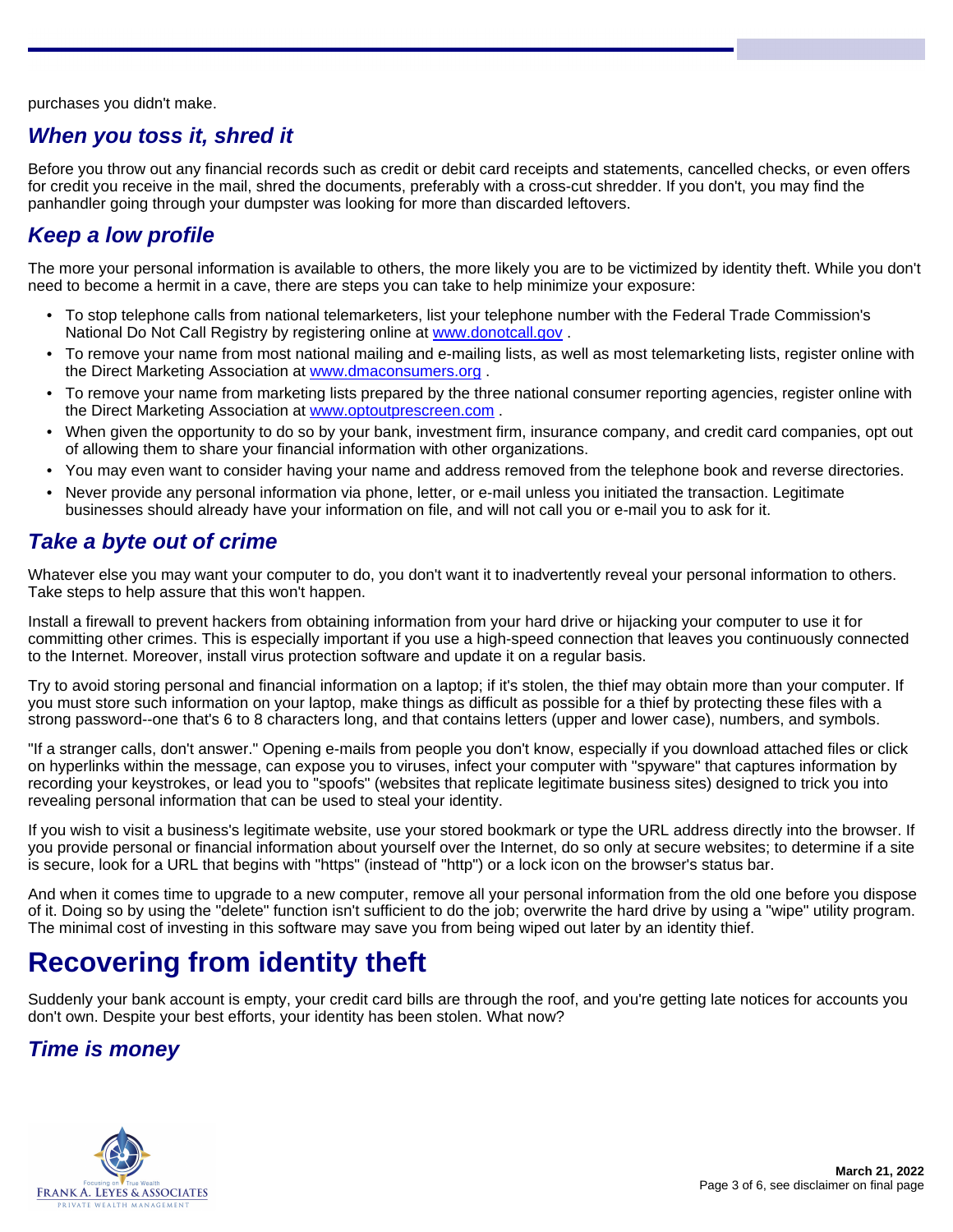purchases you didn't make.

### *When you toss it, shred it*

Before you throw out any financial records such as credit or debit card receipts and statements, cancelled checks, or even offers for credit you receive in the mail, shred the documents, preferably with a cross-cut shredder. If you don't, you may find the panhandler going through your dumpster was looking for more than discarded leftovers.

### *Keep a low profile*

The more your personal information is available to others, the more likely you are to be victimized by identity theft. While you don't need to become a hermit in a cave, there are steps you can take to help minimize your exposure:

- To stop telephone calls from national telemarketers, list your telephone number with the Federal Trade Commission's National Do Not Call Registry by registering online at www.donotcall.gov .
- To remove your name from most national mailing and e-mailing lists, as well as most telemarketing lists, register online with the Direct Marketing Association at www.dmaconsumers.org .
- To remove your name from marketing lists prepared by the three national consumer reporting agencies, register online with the Direct Marketing Association at www.optoutprescreen.com .
- When given the opportunity to do so by your bank, investment firm, insurance company, and credit card companies, opt out of allowing them to share your financial information with other organizations.
- You may even want to consider having your name and address removed from the telephone book and reverse directories.
- Never provide any personal information via phone, letter, or e-mail unless you initiated the transaction. Legitimate businesses should already have your information on file, and will not call you or e-mail you to ask for it.

### *Take a byte out of crime*

Whatever else you may want your computer to do, you don't want it to inadvertently reveal your personal information to others. Take steps to help assure that this won't happen.

Install a firewall to prevent hackers from obtaining information from your hard drive or hijacking your computer to use it for committing other crimes. This is especially important if you use a high-speed connection that leaves you continuously connected to the Internet. Moreover, install virus protection software and update it on a regular basis.

Try to avoid storing personal and financial information on a laptop; if it's stolen, the thief may obtain more than your computer. If you must store such information on your laptop, make things as difficult as possible for a thief by protecting these files with a strong password--one that's 6 to 8 characters long, and that contains letters (upper and lower case), numbers, and symbols.

"If a stranger calls, don't answer." Opening e-mails from people you don't know, especially if you download attached files or click on hyperlinks within the message, can expose you to viruses, infect your computer with "spyware" that captures information by recording your keystrokes, or lead you to "spoofs" (websites that replicate legitimate business sites) designed to trick you into revealing personal information that can be used to steal your identity.

If you wish to visit a business's legitimate website, use your stored bookmark or type the URL address directly into the browser. If you provide personal or financial information about yourself over the Internet, do so only at secure websites; to determine if a site is secure, look for a URL that begins with "https" (instead of "http") or a lock icon on the browser's status bar.

And when it comes time to upgrade to a new computer, remove all your personal information from the old one before you dispose of it. Doing so by using the "delete" function isn't sufficient to do the job; overwrite the hard drive by using a "wipe" utility program. The minimal cost of investing in this software may save you from being wiped out later by an identity thief.

## Recovering from identity theft

Suddenly your bank account is empty, your credit card bills are through the roof, and you're getting late notices for accounts you don't own. Despite your best efforts, your identity has been stolen. What now?

### *Time is money*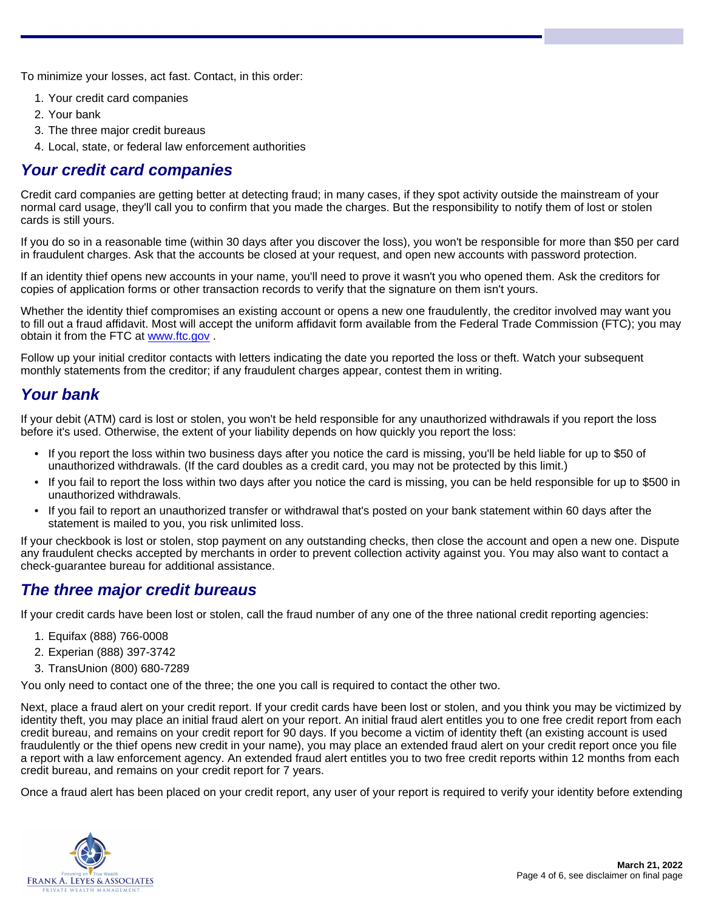To minimize your losses, act fast. Contact, in this order:

1. Your credit card companies
2. Your bank
3. The three major credit bureaus
4. Local, state, or federal law enforcement authorities

## *Your credit card companies*

Credit card companies are getting better at detecting fraud; in many cases, if they spot activity outside the mainstream of your normal card usage, they'll call you to confirm that you made the charges. But the responsibility to notify them of lost or stolen cards is still yours.

If you do so in a reasonable time (within 30 days after you discover the loss), you won't be responsible for more than $50 per card in fraudulent charges. Ask that the accounts be closed at your request, and open new accounts with password protection.

If an identity thief opens new accounts in your name, you'll need to prove it wasn't you who opened them. Ask the creditors for copies of application forms or other transaction records to verify that the signature on them isn't yours.

Whether the identity thief compromises an existing account or opens a new one fraudulently, the creditor involved may want you to fill out a fraud affidavit. Most will accept the uniform affidavit form available from the Federal Trade Commission (FTC); you may obtain it from the FTC at [www.ftc.gov](http://www.ftc.gov) .

Follow up your initial creditor contacts with letters indicating the date you reported the loss or theft. Watch your subsequent monthly statements from the creditor; if any fraudulent charges appear, contest them in writing.

## *Your bank*

If your debit (ATM) card is lost or stolen, you won't be held responsible for any unauthorized withdrawals if you report the loss before it's used. Otherwise, the extent of your liability depends on how quickly you report the loss:

- If you report the loss within two business days after you notice the card is missing, you'll be held liable for up to $50 of unauthorized withdrawals. (If the card doubles as a credit card, you may not be protected by this limit.)
- If you fail to report the loss within two days after you notice the card is missing, you can be held responsible for up to $500 in unauthorized withdrawals.
- If you fail to report an unauthorized transfer or withdrawal that's posted on your bank statement within 60 days after the statement is mailed to you, you risk unlimited loss.

If your checkbook is lost or stolen, stop payment on any outstanding checks, then close the account and open a new one. Dispute any fraudulent checks accepted by merchants in order to prevent collection activity against you. You may also want to contact a check-guarantee bureau for additional assistance.

## *The three major credit bureaus*

If your credit cards have been lost or stolen, call the fraud number of any one of the three national credit reporting agencies:

1. Equifax (888) 766-0008
2. Experian (888) 397-3742
3. TransUnion (800) 680-7289

You only need to contact one of the three; the one you call is required to contact the other two.

Next, place a fraud alert on your credit report. If your credit cards have been lost or stolen, and you think you may be victimized by identity theft, you may place an initial fraud alert on your report. An initial fraud alert entitles you to one free credit report from each credit bureau, and remains on your credit report for 90 days. If you become a victim of identity theft (an existing account is used fraudulently or the thief opens new credit in your name), you may place an extended fraud alert on your credit report once you file a report with a law enforcement agency. An extended fraud alert entitles you to two free credit reports within 12 months from each credit bureau, and remains on your credit report for 7 years.

Once a fraud alert has been placed on your credit report, any user of your report is required to verify your identity before extending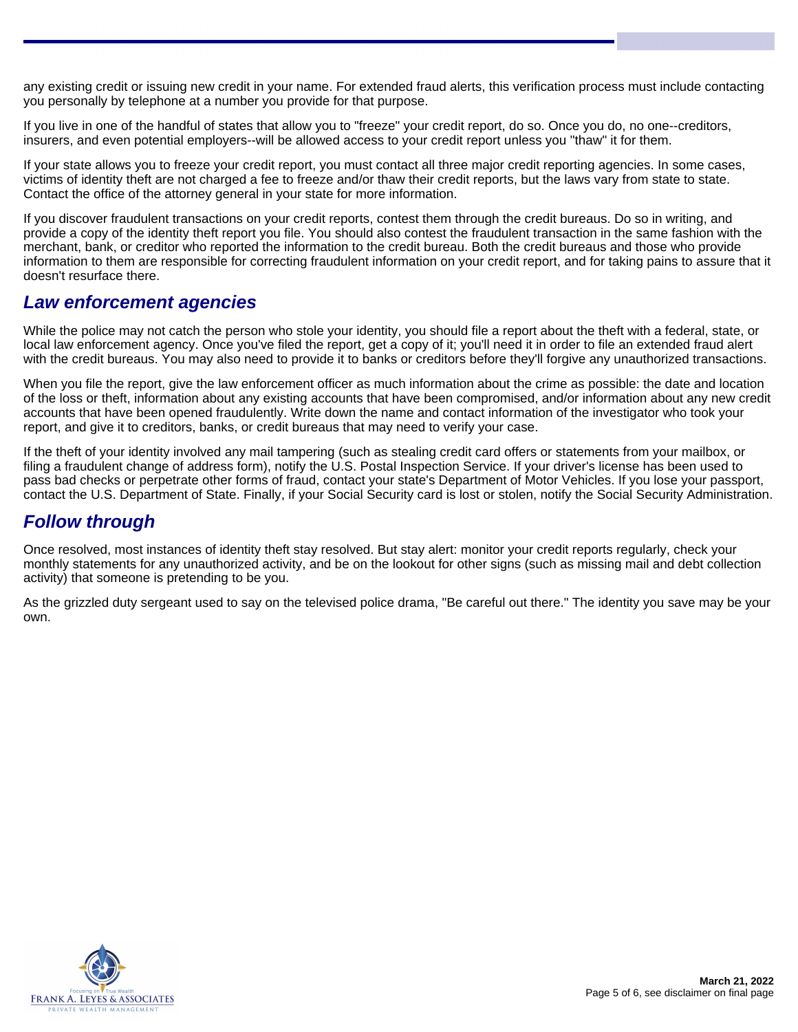any existing credit or issuing new credit in your name. For extended fraud alerts, this verification process must include contacting you personally by telephone at a number you provide for that purpose.

If you live in one of the handful of states that allow you to "freeze" your credit report, do so. Once you do, no one--creditors, insurers, and even potential employers--will be allowed access to your credit report unless you "thaw" it for them.

If your state allows you to freeze your credit report, you must contact all three major credit reporting agencies. In some cases, victims of identity theft are not charged a fee to freeze and/or thaw their credit reports, but the laws vary from state to state. Contact the office of the attorney general in your state for more information.

If you discover fraudulent transactions on your credit reports, contest them through the credit bureaus. Do so in writing, and provide a copy of the identity theft report you file. You should also contest the fraudulent transaction in the same fashion with the merchant, bank, or creditor who reported the information to the credit bureau. Both the credit bureaus and those who provide information to them are responsible for correcting fraudulent information on your credit report, and for taking pains to assure that it doesn't resurface there.

## *Law enforcement agencies*

While the police may not catch the person who stole your identity, you should file a report about the theft with a federal, state, or local law enforcement agency. Once you've filed the report, get a copy of it; you'll need it in order to file an extended fraud alert with the credit bureaus. You may also need to provide it to banks or creditors before they'll forgive any unauthorized transactions.

When you file the report, give the law enforcement officer as much information about the crime as possible: the date and location of the loss or theft, information about any existing accounts that have been compromised, and/or information about any new credit accounts that have been opened fraudulently. Write down the name and contact information of the investigator who took your report, and give it to creditors, banks, or credit bureaus that may need to verify your case.

If the theft of your identity involved any mail tampering (such as stealing credit card offers or statements from your mailbox, or filing a fraudulent change of address form), notify the U.S. Postal Inspection Service. If your driver's license has been used to pass bad checks or perpetrate other forms of fraud, contact your state's Department of Motor Vehicles. If you lose your passport, contact the U.S. Department of State. Finally, if your Social Security card is lost or stolen, notify the Social Security Administration.

## *Follow through*

Once resolved, most instances of identity theft stay resolved. But stay alert: monitor your credit reports regularly, check your monthly statements for any unauthorized activity, and be on the lookout for other signs (such as missing mail and debt collection activity) that someone is pretending to be you.

As the grizzled duty sergeant used to say on the televised police drama, "Be careful out there." The identity you save may be your own.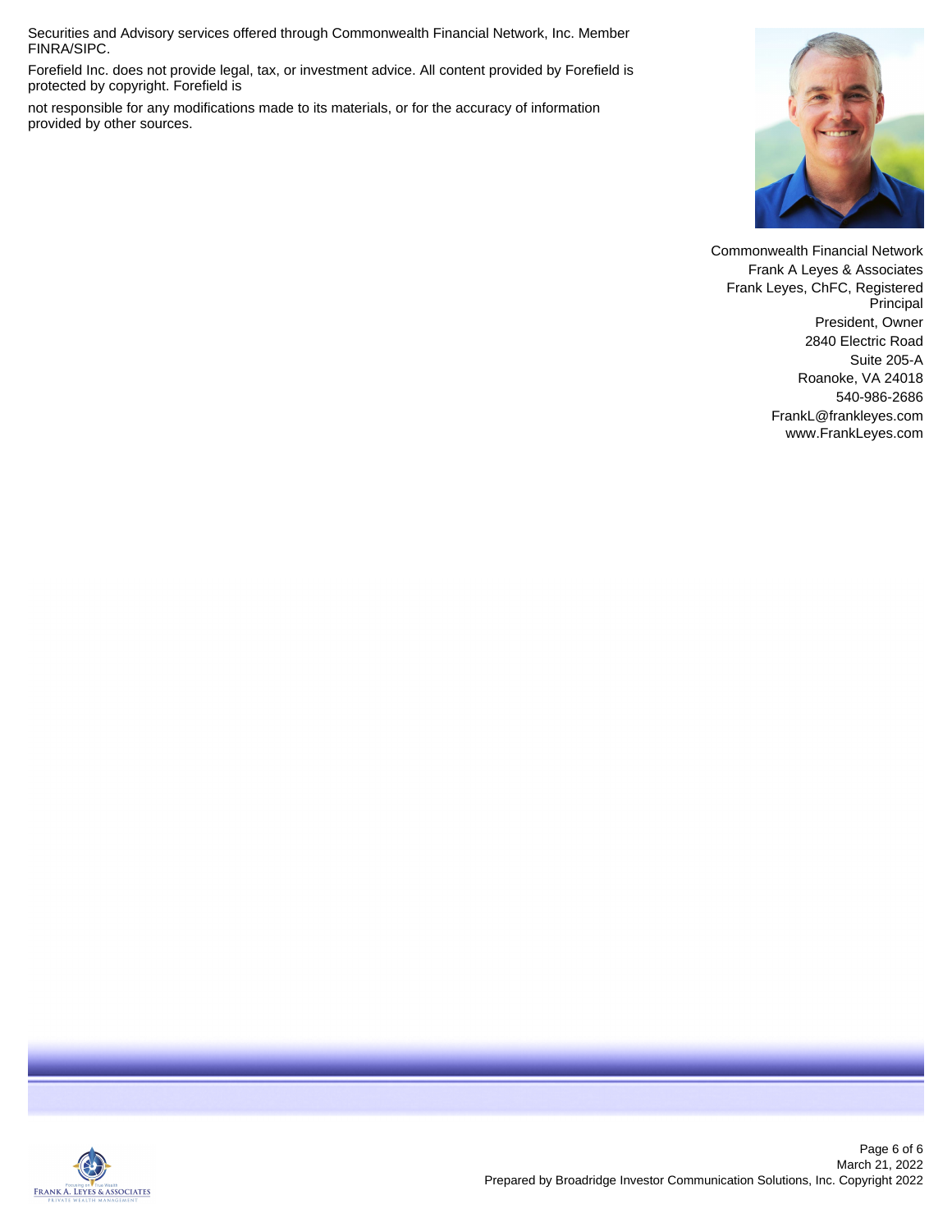Securities and Advisory services offered through Commonwealth Financial Network, Inc. Member FINRA/SIPC.

Forefield Inc. does not provide legal, tax, or investment advice. All content provided by Forefield is protected by copyright. Forefield is

not responsible for any modifications made to its materials, or for the accuracy of information provided by other sources.

Commonwealth Financial Network
Frank A Leyes & Associates
Frank Leyes, ChFC, Registered Principal
President, Owner
2840 Electric Road
Suite 205-A
Roanoke, VA 24018
540-986-2686
FrankL@frankleyes.com
www.FrankLeyes.com

March 21, 2022
Prepared by Broadridge Investor Communication Solutions, Inc. Copyright 2022